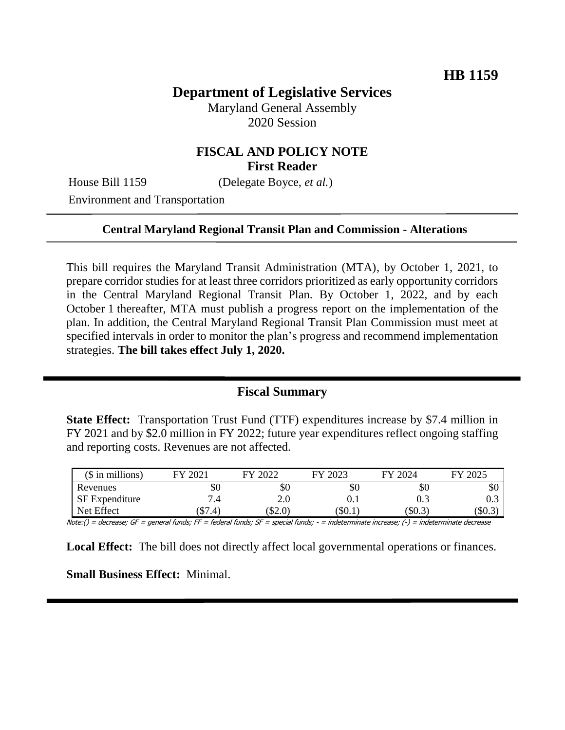**HB 1159**

# Department of Legislative Services

Maryland General Assembly
2020 Session

## FISCAL AND POLICY NOTE
**First Reader**

House Bill 1159 (Delegate Boyce, *et al.*)

Environment and Transportation

---

**Central Maryland Regional Transit Plan and Commission - Alterations**

---

This bill requires the Maryland Transit Administration (MTA), by October 1, 2021, to prepare corridor studies for at least three corridors prioritized as early opportunity corridors in the Central Maryland Regional Transit Plan. By October 1, 2022, and by each October 1 thereafter, MTA must publish a progress report on the implementation of the plan. In addition, the Central Maryland Regional Transit Plan Commission must meet at specified intervals in order to monitor the plan's progress and recommend implementation strategies. **The bill takes effect July 1, 2020.**

---

## Fiscal Summary

**State Effect:** Transportation Trust Fund (TTF) expenditures increase by \$7.4 million in FY 2021 and by \$2.0 million in FY 2022; future year expenditures reflect ongoing staffing and reporting costs. Revenues are not affected.

| (\$ in millions) | FY 2021 | FY 2022 | FY 2023 | FY 2024 | FY 2025 |
|---|---|---|---|---|---|
| Revenues | \$0 | \$0 | \$0 | \$0 | \$0 |
| SF Expenditure | 7.4 | 2.0 | 0.1 | 0.3 | 0.3 |
| Net Effect | (\$7.4) | (\$2.0) | (\$0.1) | (\$0.3) | (\$0.3) |

Note:() = decrease; GF = general funds; FF = federal funds; SF = special funds; - = indeterminate increase; (-) = indeterminate decrease

**Local Effect:** The bill does not directly affect local governmental operations or finances.

**Small Business Effect:** Minimal.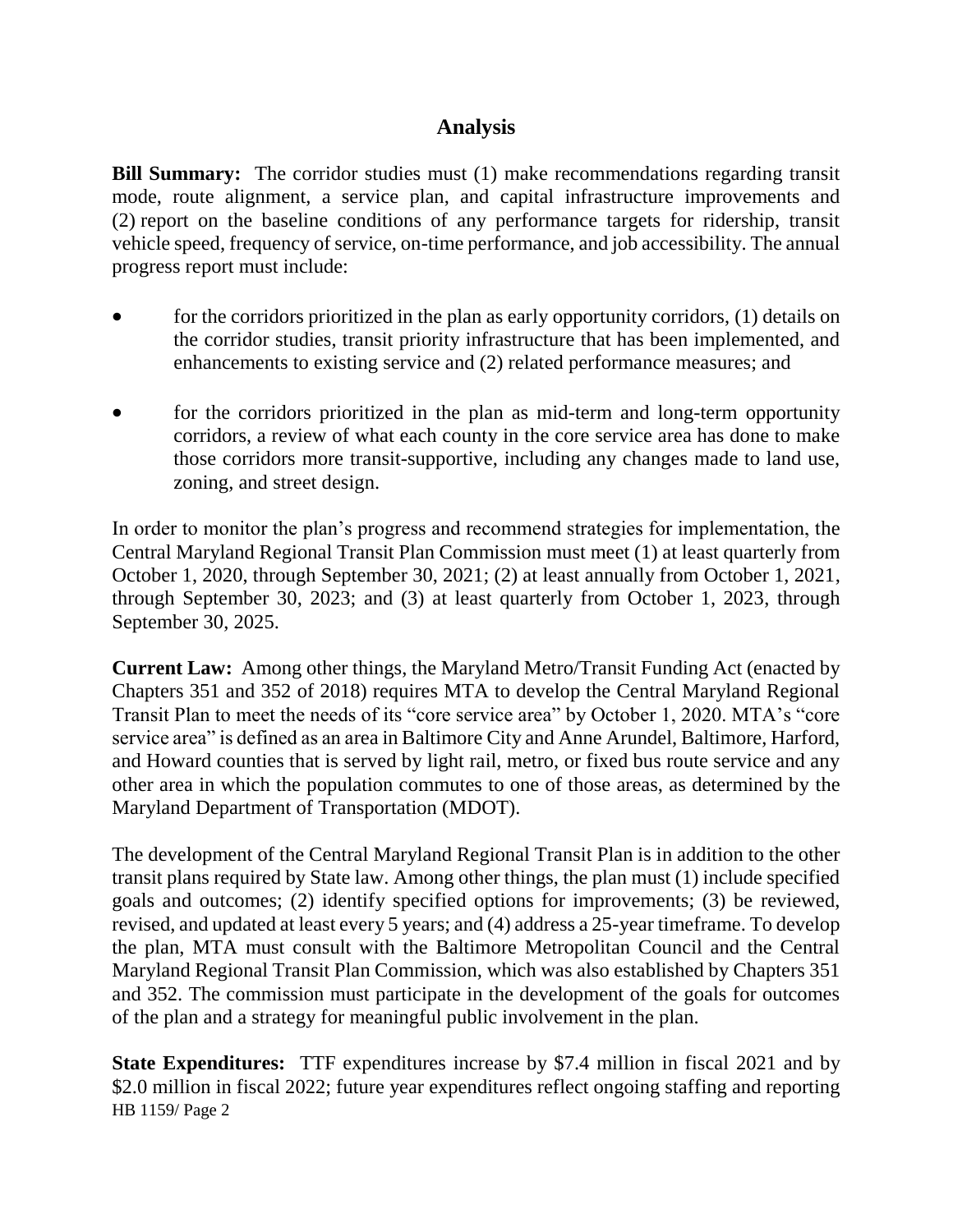## Analysis

**Bill Summary:** The corridor studies must (1) make recommendations regarding transit mode, route alignment, a service plan, and capital infrastructure improvements and (2) report on the baseline conditions of any performance targets for ridership, transit vehicle speed, frequency of service, on-time performance, and job accessibility. The annual progress report must include:

- for the corridors prioritized in the plan as early opportunity corridors, (1) details on the corridor studies, transit priority infrastructure that has been implemented, and enhancements to existing service and (2) related performance measures; and
- for the corridors prioritized in the plan as mid-term and long-term opportunity corridors, a review of what each county in the core service area has done to make those corridors more transit-supportive, including any changes made to land use, zoning, and street design.

In order to monitor the plan's progress and recommend strategies for implementation, the Central Maryland Regional Transit Plan Commission must meet (1) at least quarterly from October 1, 2020, through September 30, 2021; (2) at least annually from October 1, 2021, through September 30, 2023; and (3) at least quarterly from October 1, 2023, through September 30, 2025.

**Current Law:** Among other things, the Maryland Metro/Transit Funding Act (enacted by Chapters 351 and 352 of 2018) requires MTA to develop the Central Maryland Regional Transit Plan to meet the needs of its "core service area" by October 1, 2020. MTA's "core service area" is defined as an area in Baltimore City and Anne Arundel, Baltimore, Harford, and Howard counties that is served by light rail, metro, or fixed bus route service and any other area in which the population commutes to one of those areas, as determined by the Maryland Department of Transportation (MDOT).

The development of the Central Maryland Regional Transit Plan is in addition to the other transit plans required by State law. Among other things, the plan must (1) include specified goals and outcomes; (2) identify specified options for improvements; (3) be reviewed, revised, and updated at least every 5 years; and (4) address a 25-year timeframe. To develop the plan, MTA must consult with the Baltimore Metropolitan Council and the Central Maryland Regional Transit Plan Commission, which was also established by Chapters 351 and 352. The commission must participate in the development of the goals for outcomes of the plan and a strategy for meaningful public involvement in the plan.

**State Expenditures:** TTF expenditures increase by $7.4 million in fiscal 2021 and by $2.0 million in fiscal 2022; future year expenditures reflect ongoing staffing and reporting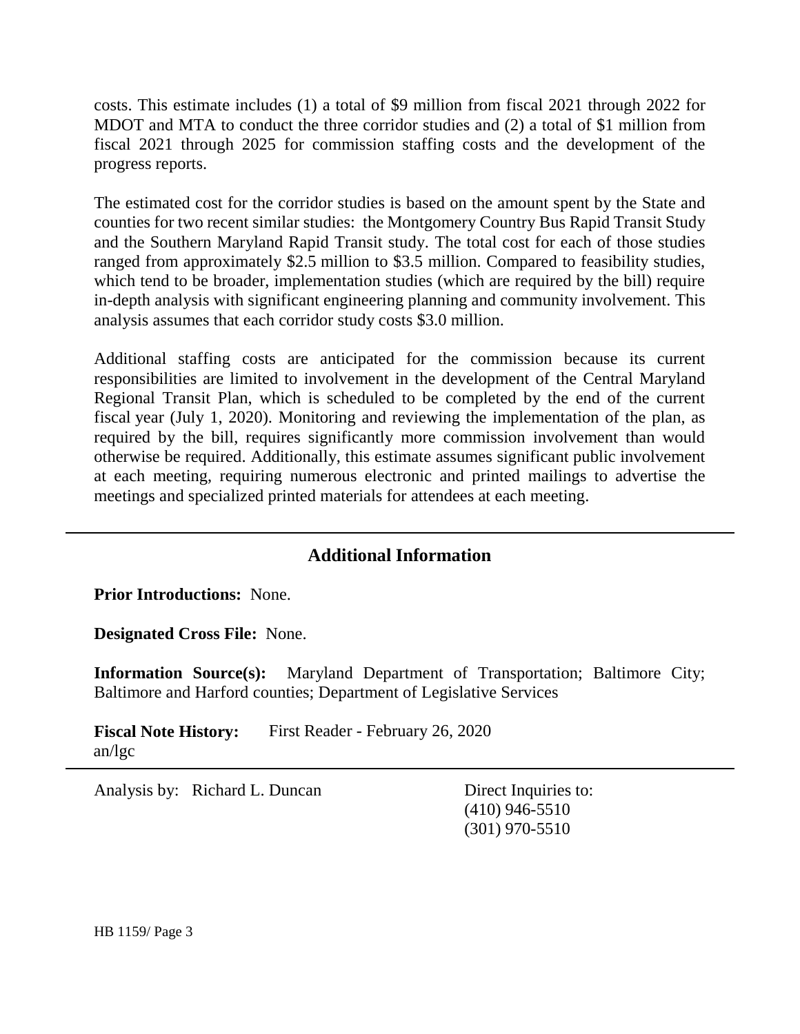costs. This estimate includes (1) a total of $9 million from fiscal 2021 through 2022 for MDOT and MTA to conduct the three corridor studies and (2) a total of $1 million from fiscal 2021 through 2025 for commission staffing costs and the development of the progress reports.

The estimated cost for the corridor studies is based on the amount spent by the State and counties for two recent similar studies: the Montgomery Country Bus Rapid Transit Study and the Southern Maryland Rapid Transit study. The total cost for each of those studies ranged from approximately $2.5 million to $3.5 million. Compared to feasibility studies, which tend to be broader, implementation studies (which are required by the bill) require in-depth analysis with significant engineering planning and community involvement. This analysis assumes that each corridor study costs $3.0 million.

Additional staffing costs are anticipated for the commission because its current responsibilities are limited to involvement in the development of the Central Maryland Regional Transit Plan, which is scheduled to be completed by the end of the current fiscal year (July 1, 2020). Monitoring and reviewing the implementation of the plan, as required by the bill, requires significantly more commission involvement than would otherwise be required. Additionally, this estimate assumes significant public involvement at each meeting, requiring numerous electronic and printed mailings to advertise the meetings and specialized printed materials for attendees at each meeting.

## Additional Information

**Prior Introductions:** None.

**Designated Cross File:** None.

**Information Source(s):** Maryland Department of Transportation; Baltimore City; Baltimore and Harford counties; Department of Legislative Services

**Fiscal Note History:** First Reader - February 26, 2020
an/lgc

Analysis by: Richard L. Duncan

Direct Inquiries to:
(410) 946-5510
(301) 970-5510